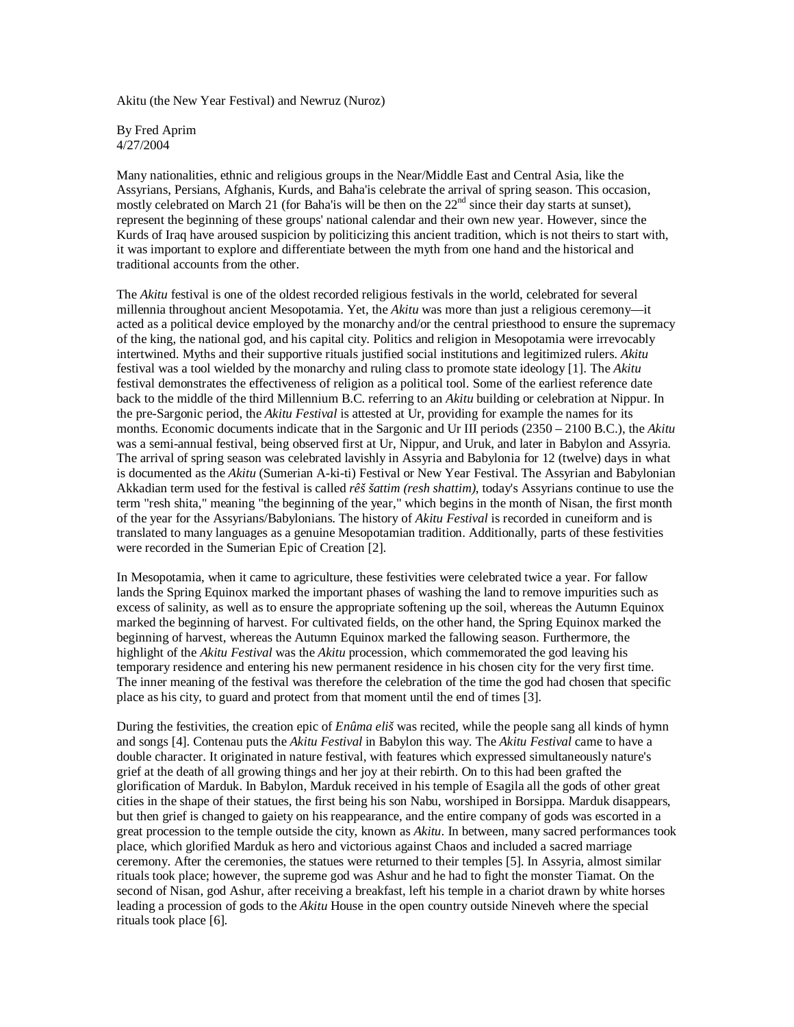Akitu (the New Year Festival) and Newruz (Nuroz)

By Fred Aprim
4/27/2004

Many nationalities, ethnic and religious groups in the Near/Middle East and Central Asia, like the Assyrians, Persians, Afghanis, Kurds, and Baha'is celebrate the arrival of spring season. This occasion, mostly celebrated on March 21 (for Baha'is will be then on the 22nd since their day starts at sunset), represent the beginning of these groups' national calendar and their own new year. However, since the Kurds of Iraq have aroused suspicion by politicizing this ancient tradition, which is not theirs to start with, it was important to explore and differentiate between the myth from one hand and the historical and traditional accounts from the other.

The *Akitu* festival is one of the oldest recorded religious festivals in the world, celebrated for several millennia throughout ancient Mesopotamia. Yet, the *Akitu* was more than just a religious ceremony—it acted as a political device employed by the monarchy and/or the central priesthood to ensure the supremacy of the king, the national god, and his capital city. Politics and religion in Mesopotamia were irrevocably intertwined. Myths and their supportive rituals justified social institutions and legitimized rulers. *Akitu* festival was a tool wielded by the monarchy and ruling class to promote state ideology [1]. The *Akitu* festival demonstrates the effectiveness of religion as a political tool. Some of the earliest reference date back to the middle of the third Millennium B.C. referring to an *Akitu* building or celebration at Nippur. In the pre-Sargonic period, the *Akitu Festival* is attested at Ur, providing for example the names for its months. Economic documents indicate that in the Sargonic and Ur III periods (2350 – 2100 B.C.), the *Akitu* was a semi-annual festival, being observed first at Ur, Nippur, and Uruk, and later in Babylon and Assyria. The arrival of spring season was celebrated lavishly in Assyria and Babylonia for 12 (twelve) days in what is documented as the *Akitu* (Sumerian A-ki-ti) Festival or New Year Festival. The Assyrian and Babylonian Akkadian term used for the festival is called *rêš šattim (resh shattim)*, today's Assyrians continue to use the term "resh shita," meaning "the beginning of the year," which begins in the month of Nisan, the first month of the year for the Assyrians/Babylonians. The history of *Akitu Festival* is recorded in cuneiform and is translated to many languages as a genuine Mesopotamian tradition. Additionally, parts of these festivities were recorded in the Sumerian Epic of Creation [2].

In Mesopotamia, when it came to agriculture, these festivities were celebrated twice a year. For fallow lands the Spring Equinox marked the important phases of washing the land to remove impurities such as excess of salinity, as well as to ensure the appropriate softening up the soil, whereas the Autumn Equinox marked the beginning of harvest. For cultivated fields, on the other hand, the Spring Equinox marked the beginning of harvest, whereas the Autumn Equinox marked the fallowing season. Furthermore, the highlight of the *Akitu Festival* was the *Akitu* procession, which commemorated the god leaving his temporary residence and entering his new permanent residence in his chosen city for the very first time. The inner meaning of the festival was therefore the celebration of the time the god had chosen that specific place as his city, to guard and protect from that moment until the end of times [3].

During the festivities, the creation epic of *Enûma eliš* was recited, while the people sang all kinds of hymn and songs [4]. Contenau puts the *Akitu Festival* in Babylon this way. The *Akitu Festival* came to have a double character. It originated in nature festival, with features which expressed simultaneously nature's grief at the death of all growing things and her joy at their rebirth. On to this had been grafted the glorification of Marduk. In Babylon, Marduk received in his temple of Esagila all the gods of other great cities in the shape of their statues, the first being his son Nabu, worshiped in Borsippa. Marduk disappears, but then grief is changed to gaiety on his reappearance, and the entire company of gods was escorted in a great procession to the temple outside the city, known as *Akitu*. In between, many sacred performances took place, which glorified Marduk as hero and victorious against Chaos and included a sacred marriage ceremony. After the ceremonies, the statues were returned to their temples [5]. In Assyria, almost similar rituals took place; however, the supreme god was Ashur and he had to fight the monster Tiamat. On the second of Nisan, god Ashur, after receiving a breakfast, left his temple in a chariot drawn by white horses leading a procession of gods to the *Akitu* House in the open country outside Nineveh where the special rituals took place [6].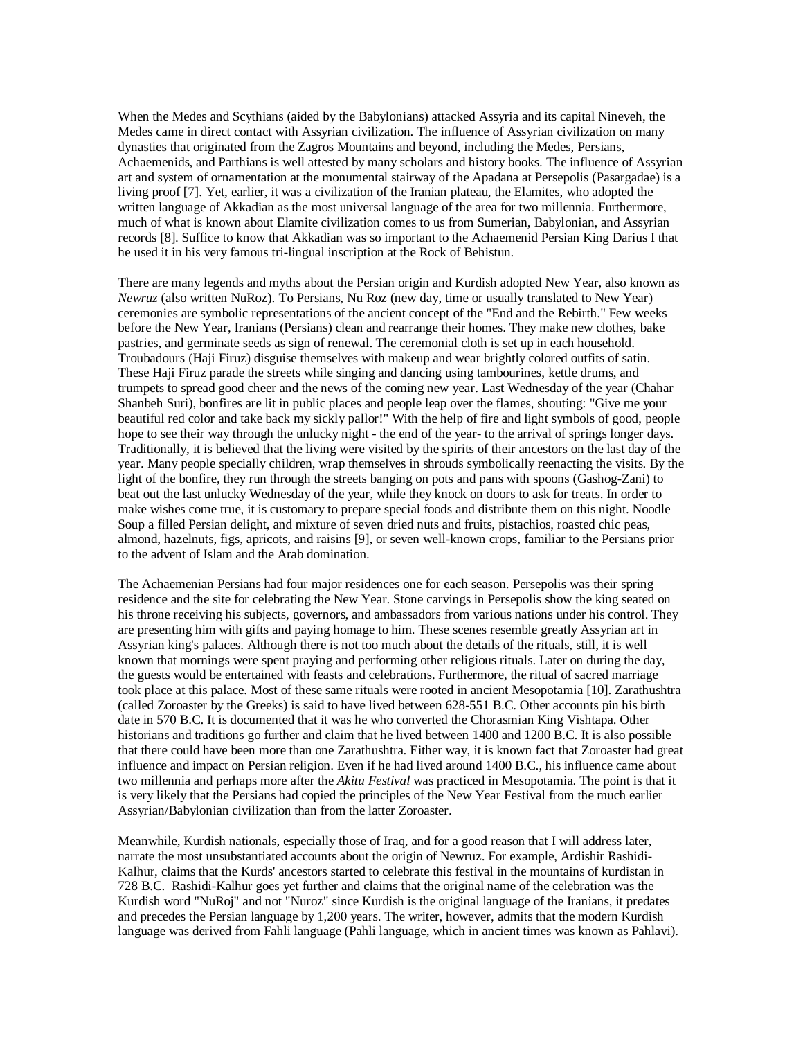When the Medes and Scythians (aided by the Babylonians) attacked Assyria and its capital Nineveh, the Medes came in direct contact with Assyrian civilization. The influence of Assyrian civilization on many dynasties that originated from the Zagros Mountains and beyond, including the Medes, Persians, Achaemenids, and Parthians is well attested by many scholars and history books. The influence of Assyrian art and system of ornamentation at the monumental stairway of the Apadana at Persepolis (Pasargadae) is a living proof [7]. Yet, earlier, it was a civilization of the Iranian plateau, the Elamites, who adopted the written language of Akkadian as the most universal language of the area for two millennia. Furthermore, much of what is known about Elamite civilization comes to us from Sumerian, Babylonian, and Assyrian records [8]. Suffice to know that Akkadian was so important to the Achaemenid Persian King Darius I that he used it in his very famous tri-lingual inscription at the Rock of Behistun.

There are many legends and myths about the Persian origin and Kurdish adopted New Year, also known as *Newruz* (also written NuRoz). To Persians, Nu Roz (new day, time or usually translated to New Year) ceremonies are symbolic representations of the ancient concept of the "End and the Rebirth." Few weeks before the New Year, Iranians (Persians) clean and rearrange their homes. They make new clothes, bake pastries, and germinate seeds as sign of renewal. The ceremonial cloth is set up in each household. Troubadours (Haji Firuz) disguise themselves with makeup and wear brightly colored outfits of satin. These Haji Firuz parade the streets while singing and dancing using tambourines, kettle drums, and trumpets to spread good cheer and the news of the coming new year. Last Wednesday of the year (Chahar Shanbeh Suri), bonfires are lit in public places and people leap over the flames, shouting: "Give me your beautiful red color and take back my sickly pallor!" With the help of fire and light symbols of good, people hope to see their way through the unlucky night - the end of the year- to the arrival of springs longer days. Traditionally, it is believed that the living were visited by the spirits of their ancestors on the last day of the year. Many people specially children, wrap themselves in shrouds symbolically reenacting the visits. By the light of the bonfire, they run through the streets banging on pots and pans with spoons (Gashog-Zani) to beat out the last unlucky Wednesday of the year, while they knock on doors to ask for treats. In order to make wishes come true, it is customary to prepare special foods and distribute them on this night. Noodle Soup a filled Persian delight, and mixture of seven dried nuts and fruits, pistachios, roasted chic peas, almond, hazelnuts, figs, apricots, and raisins [9], or seven well-known crops, familiar to the Persians prior to the advent of Islam and the Arab domination.

The Achaemenian Persians had four major residences one for each season. Persepolis was their spring residence and the site for celebrating the New Year. Stone carvings in Persepolis show the king seated on his throne receiving his subjects, governors, and ambassadors from various nations under his control. They are presenting him with gifts and paying homage to him. These scenes resemble greatly Assyrian art in Assyrian king's palaces. Although there is not too much about the details of the rituals, still, it is well known that mornings were spent praying and performing other religious rituals. Later on during the day, the guests would be entertained with feasts and celebrations. Furthermore, the ritual of sacred marriage took place at this palace. Most of these same rituals were rooted in ancient Mesopotamia [10]. Zarathushtra (called Zoroaster by the Greeks) is said to have lived between 628-551 B.C. Other accounts pin his birth date in 570 B.C. It is documented that it was he who converted the Chorasmian King Vishtapa. Other historians and traditions go further and claim that he lived between 1400 and 1200 B.C. It is also possible that there could have been more than one Zarathushtra. Either way, it is known fact that Zoroaster had great influence and impact on Persian religion. Even if he had lived around 1400 B.C., his influence came about two millennia and perhaps more after the *Akitu Festival* was practiced in Mesopotamia. The point is that it is very likely that the Persians had copied the principles of the New Year Festival from the much earlier Assyrian/Babylonian civilization than from the latter Zoroaster.

Meanwhile, Kurdish nationals, especially those of Iraq, and for a good reason that I will address later, narrate the most unsubstantiated accounts about the origin of Newruz. For example, Ardishir Rashidi-Kalhur, claims that the Kurds' ancestors started to celebrate this festival in the mountains of kurdistan in 728 B.C. Rashidi-Kalhur goes yet further and claims that the original name of the celebration was the Kurdish word "NuRoj" and not "Nuroz" since Kurdish is the original language of the Iranians, it predates and precedes the Persian language by 1,200 years. The writer, however, admits that the modern Kurdish language was derived from Fahli language (Pahli language, which in ancient times was known as Pahlavi).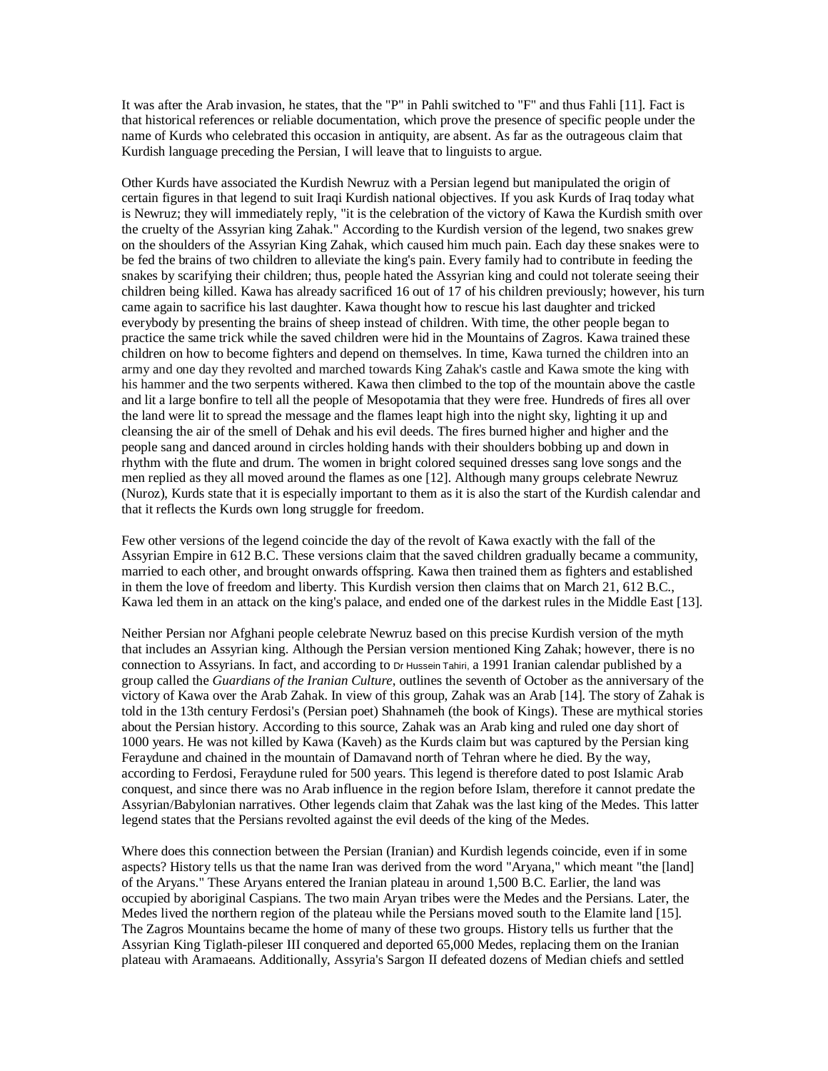It was after the Arab invasion, he states, that the "P" in Pahli switched to "F" and thus Fahli [11]. Fact is that historical references or reliable documentation, which prove the presence of specific people under the name of Kurds who celebrated this occasion in antiquity, are absent. As far as the outrageous claim that Kurdish language preceding the Persian, I will leave that to linguists to argue.

Other Kurds have associated the Kurdish Newruz with a Persian legend but manipulated the origin of certain figures in that legend to suit Iraqi Kurdish national objectives. If you ask Kurds of Iraq today what is Newruz; they will immediately reply, "it is the celebration of the victory of Kawa the Kurdish smith over the cruelty of the Assyrian king Zahak." According to the Kurdish version of the legend, two snakes grew on the shoulders of the Assyrian King Zahak, which caused him much pain. Each day these snakes were to be fed the brains of two children to alleviate the king's pain. Every family had to contribute in feeding the snakes by scarifying their children; thus, people hated the Assyrian king and could not tolerate seeing their children being killed. Kawa has already sacrificed 16 out of 17 of his children previously; however, his turn came again to sacrifice his last daughter. Kawa thought how to rescue his last daughter and tricked everybody by presenting the brains of sheep instead of children. With time, the other people began to practice the same trick while the saved children were hid in the Mountains of Zagros. Kawa trained these children on how to become fighters and depend on themselves. In time, Kawa turned the children into an army and one day they revolted and marched towards King Zahak's castle and Kawa smote the king with his hammer and the two serpents withered. Kawa then climbed to the top of the mountain above the castle and lit a large bonfire to tell all the people of Mesopotamia that they were free. Hundreds of fires all over the land were lit to spread the message and the flames leapt high into the night sky, lighting it up and cleansing the air of the smell of Dehak and his evil deeds. The fires burned higher and higher and the people sang and danced around in circles holding hands with their shoulders bobbing up and down in rhythm with the flute and drum. The women in bright colored sequined dresses sang love songs and the men replied as they all moved around the flames as one [12]. Although many groups celebrate Newruz (Nuroz), Kurds state that it is especially important to them as it is also the start of the Kurdish calendar and that it reflects the Kurds own long struggle for freedom.

Few other versions of the legend coincide the day of the revolt of Kawa exactly with the fall of the Assyrian Empire in 612 B.C. These versions claim that the saved children gradually became a community, married to each other, and brought onwards offspring. Kawa then trained them as fighters and established in them the love of freedom and liberty. This Kurdish version then claims that on March 21, 612 B.C., Kawa led them in an attack on the king's palace, and ended one of the darkest rules in the Middle East [13].

Neither Persian nor Afghani people celebrate Newruz based on this precise Kurdish version of the myth that includes an Assyrian king. Although the Persian version mentioned King Zahak; however, there is no connection to Assyrians. In fact, and according to Dr Hussein Tahiri, a 1991 Iranian calendar published by a group called the *Guardians of the Iranian Culture*, outlines the seventh of October as the anniversary of the victory of Kawa over the Arab Zahak. In view of this group, Zahak was an Arab [14]. The story of Zahak is told in the 13th century Ferdosi's (Persian poet) Shahnameh (the book of Kings). These are mythical stories about the Persian history. According to this source, Zahak was an Arab king and ruled one day short of 1000 years. He was not killed by Kawa (Kaveh) as the Kurds claim but was captured by the Persian king Feraydune and chained in the mountain of Damavand north of Tehran where he died. By the way, according to Ferdosi, Feraydune ruled for 500 years. This legend is therefore dated to post Islamic Arab conquest, and since there was no Arab influence in the region before Islam, therefore it cannot predate the Assyrian/Babylonian narratives. Other legends claim that Zahak was the last king of the Medes. This latter legend states that the Persians revolted against the evil deeds of the king of the Medes.

Where does this connection between the Persian (Iranian) and Kurdish legends coincide, even if in some aspects? History tells us that the name Iran was derived from the word "Aryana," which meant "the [land] of the Aryans." These Aryans entered the Iranian plateau in around 1,500 B.C. Earlier, the land was occupied by aboriginal Caspians. The two main Aryan tribes were the Medes and the Persians. Later, the Medes lived the northern region of the plateau while the Persians moved south to the Elamite land [15]. The Zagros Mountains became the home of many of these two groups. History tells us further that the Assyrian King Tiglath-pileser III conquered and deported 65,000 Medes, replacing them on the Iranian plateau with Aramaeans. Additionally, Assyria's Sargon II defeated dozens of Median chiefs and settled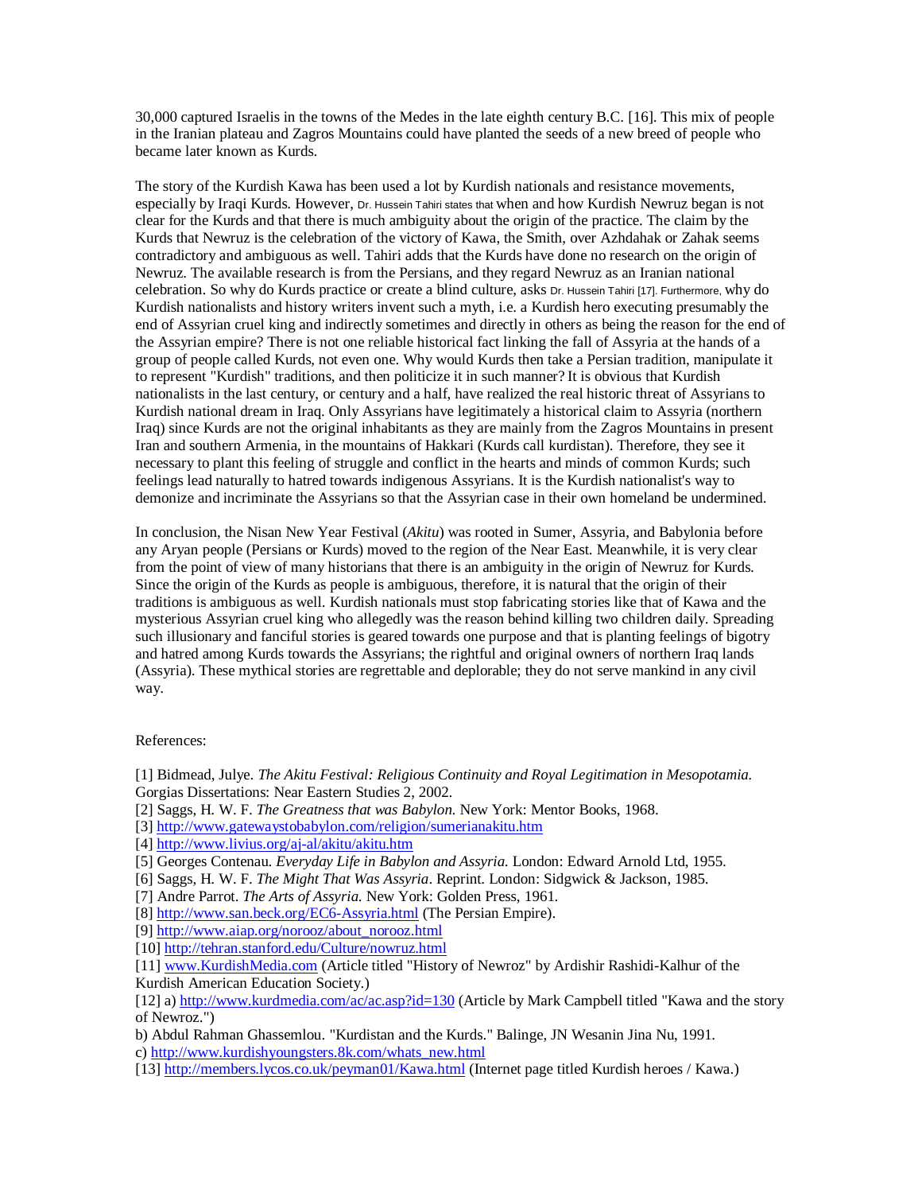30,000 captured Israelis in the towns of the Medes in the late eighth century B.C. [16]. This mix of people in the Iranian plateau and Zagros Mountains could have planted the seeds of a new breed of people who became later known as Kurds.

The story of the Kurdish Kawa has been used a lot by Kurdish nationals and resistance movements, especially by Iraqi Kurds. However, Dr. Hussein Tahiri states that when and how Kurdish Newruz began is not clear for the Kurds and that there is much ambiguity about the origin of the practice. The claim by the Kurds that Newruz is the celebration of the victory of Kawa, the Smith, over Azhdahak or Zahak seems contradictory and ambiguous as well. Tahiri adds that the Kurds have done no research on the origin of Newruz. The available research is from the Persians, and they regard Newruz as an Iranian national celebration. So why do Kurds practice or create a blind culture, asks Dr. Hussein Tahiri [17]. Furthermore, why do Kurdish nationalists and history writers invent such a myth, i.e. a Kurdish hero executing presumably the end of Assyrian cruel king and indirectly sometimes and directly in others as being the reason for the end of the Assyrian empire? There is not one reliable historical fact linking the fall of Assyria at the hands of a group of people called Kurds, not even one. Why would Kurds then take a Persian tradition, manipulate it to represent "Kurdish" traditions, and then politicize it in such manner? It is obvious that Kurdish nationalists in the last century, or century and a half, have realized the real historic threat of Assyrians to Kurdish national dream in Iraq. Only Assyrians have legitimately a historical claim to Assyria (northern Iraq) since Kurds are not the original inhabitants as they are mainly from the Zagros Mountains in present Iran and southern Armenia, in the mountains of Hakkari (Kurds call kurdistan). Therefore, they see it necessary to plant this feeling of struggle and conflict in the hearts and minds of common Kurds; such feelings lead naturally to hatred towards indigenous Assyrians. It is the Kurdish nationalist's way to demonize and incriminate the Assyrians so that the Assyrian case in their own homeland be undermined.

In conclusion, the Nisan New Year Festival (*Akitu*) was rooted in Sumer, Assyria, and Babylonia before any Aryan people (Persians or Kurds) moved to the region of the Near East. Meanwhile, it is very clear from the point of view of many historians that there is an ambiguity in the origin of Newruz for Kurds. Since the origin of the Kurds as people is ambiguous, therefore, it is natural that the origin of their traditions is ambiguous as well. Kurdish nationals must stop fabricating stories like that of Kawa and the mysterious Assyrian cruel king who allegedly was the reason behind killing two children daily. Spreading such illusionary and fanciful stories is geared towards one purpose and that is planting feelings of bigotry and hatred among Kurds towards the Assyrians; the rightful and original owners of northern Iraq lands (Assyria). These mythical stories are regrettable and deplorable; they do not serve mankind in any civil way.

References:

[1] Bidmead, Julye. *The Akitu Festival: Religious Continuity and Royal Legitimation in Mesopotamia.* Gorgias Dissertations: Near Eastern Studies 2, 2002.
[2] Saggs, H. W. F. *The Greatness that was Babylon.* New York: Mentor Books, 1968.
[3] http://www.gatewaystobabylon.com/religion/sumerianakitu.htm
[4] http://www.livius.org/aj-al/akitu/akitu.htm
[5] Georges Contenau. *Everyday Life in Babylon and Assyria.* London: Edward Arnold Ltd, 1955.
[6] Saggs, H. W. F. *The Might That Was Assyria*. Reprint. London: Sidgwick & Jackson, 1985.
[7] Andre Parrot. *The Arts of Assyria.* New York: Golden Press, 1961.
[8] http://www.san.beck.org/EC6-Assyria.html (The Persian Empire).
[9] http://www.aiap.org/norooz/about_norooz.html
[10] http://tehran.stanford.edu/Culture/nowruz.html
[11] www.KurdishMedia.com (Article titled "History of Newroz" by Ardishir Rashidi-Kalhur of the Kurdish American Education Society.)
[12] a) http://www.kurdmedia.com/ac/ac.asp?id=130 (Article by Mark Campbell titled "Kawa and the story of Newroz.")
b) Abdul Rahman Ghassemlou. "Kurdistan and the Kurds." Balinge, JN Wesanin Jina Nu, 1991.
c) http://www.kurdishyoungsters.8k.com/whats_new.html
[13] http://members.lycos.co.uk/peyman01/Kawa.html (Internet page titled Kurdish heroes / Kawa.)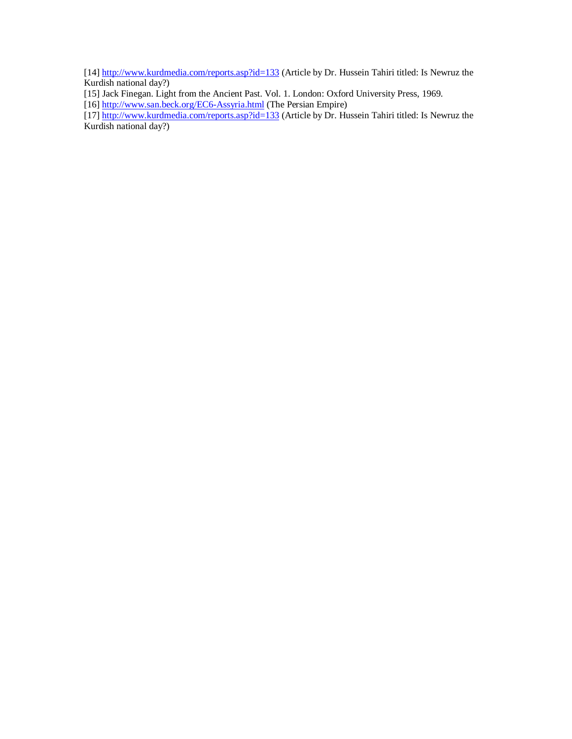[14] http://www.kurdmedia.com/reports.asp?id=133 (Article by Dr. Hussein Tahiri titled: Is Newruz the Kurdish national day?)
[15] Jack Finegan. Light from the Ancient Past. Vol. 1. London: Oxford University Press, 1969.
[16] http://www.san.beck.org/EC6-Assyria.html (The Persian Empire)
[17] http://www.kurdmedia.com/reports.asp?id=133 (Article by Dr. Hussein Tahiri titled: Is Newruz the Kurdish national day?)